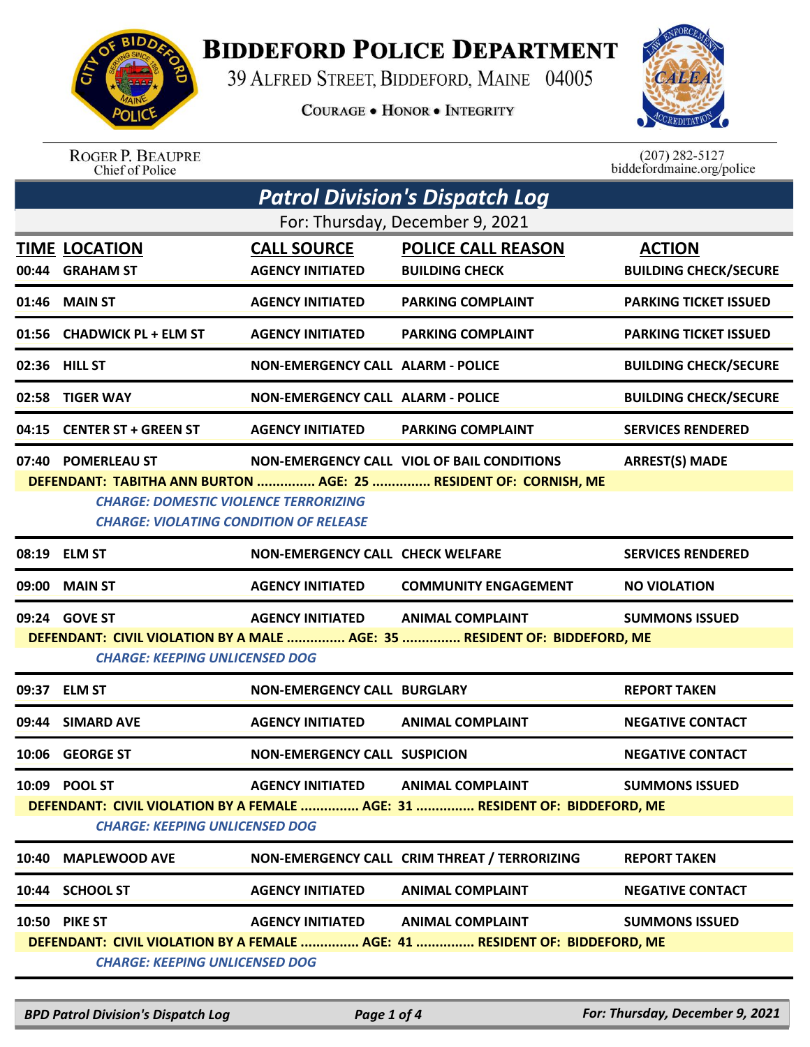# Biddeford Police Department

39 Alfred Street, Biddeford, Maine 04005

Courage • Honor • Integrity

Roger P. Beaupre
Chief of Police

(207) 282-5127
biddefordmaine.org/police

## Patrol Division's Dispatch Log

For: Thursday, December 9, 2021

| TIME | LOCATION | CALL SOURCE | POLICE CALL REASON | ACTION |
|---|---|---|---|---|
| 00:44 | GRAHAM ST | AGENCY INITIATED | BUILDING CHECK | BUILDING CHECK/SECURE |
| 01:46 | MAIN ST | AGENCY INITIATED | PARKING COMPLAINT | PARKING TICKET ISSUED |
| 01:56 | CHADWICK PL + ELM ST | AGENCY INITIATED | PARKING COMPLAINT | PARKING TICKET ISSUED |
| 02:36 | HILL ST | NON-EMERGENCY CALL | ALARM - POLICE | BUILDING CHECK/SECURE |
| 02:58 | TIGER WAY | NON-EMERGENCY CALL | ALARM - POLICE | BUILDING CHECK/SECURE |
| 04:15 | CENTER ST + GREEN ST | AGENCY INITIATED | PARKING COMPLAINT | SERVICES RENDERED |
| 07:40 | POMERLEAU ST | NON-EMERGENCY CALL | VIOL OF BAIL CONDITIONS | ARREST(S) MADE |

**DEFENDANT: TABITHA ANN BURTON ............... AGE: 25 ............... RESIDENT OF: CORNISH, ME**

*CHARGE: DOMESTIC VIOLENCE TERRORIZING*
*CHARGE: VIOLATING CONDITION OF RELEASE*

| TIME | LOCATION | CALL SOURCE | POLICE CALL REASON | ACTION |
|---|---|---|---|---|
| 08:19 | ELM ST | NON-EMERGENCY CALL | CHECK WELFARE | SERVICES RENDERED |
| 09:00 | MAIN ST | AGENCY INITIATED | COMMUNITY ENGAGEMENT | NO VIOLATION |
| 09:24 | GOVE ST | AGENCY INITIATED | ANIMAL COMPLAINT | SUMMONS ISSUED |

**DEFENDANT: CIVIL VIOLATION BY A MALE ............... AGE: 35 ............... RESIDENT OF: BIDDEFORD, ME**

*CHARGE: KEEPING UNLICENSED DOG*

| TIME | LOCATION | CALL SOURCE | POLICE CALL REASON | ACTION |
|---|---|---|---|---|
| 09:37 | ELM ST | NON-EMERGENCY CALL | BURGLARY | REPORT TAKEN |
| 09:44 | SIMARD AVE | AGENCY INITIATED | ANIMAL COMPLAINT | NEGATIVE CONTACT |
| 10:06 | GEORGE ST | NON-EMERGENCY CALL | SUSPICION | NEGATIVE CONTACT |
| 10:09 | POOL ST | AGENCY INITIATED | ANIMAL COMPLAINT | SUMMONS ISSUED |

**DEFENDANT: CIVIL VIOLATION BY A FEMALE ............... AGE: 31 ............... RESIDENT OF: BIDDEFORD, ME**

*CHARGE: KEEPING UNLICENSED DOG*

| TIME | LOCATION | CALL SOURCE | POLICE CALL REASON | ACTION |
|---|---|---|---|---|
| 10:40 | MAPLEWOOD AVE | NON-EMERGENCY CALL | CRIM THREAT / TERRORIZING | REPORT TAKEN |
| 10:44 | SCHOOL ST | AGENCY INITIATED | ANIMAL COMPLAINT | NEGATIVE CONTACT |
| 10:50 | PIKE ST | AGENCY INITIATED | ANIMAL COMPLAINT | SUMMONS ISSUED |

**DEFENDANT: CIVIL VIOLATION BY A FEMALE ............... AGE: 41 ............... RESIDENT OF: BIDDEFORD, ME**

*CHARGE: KEEPING UNLICENSED DOG*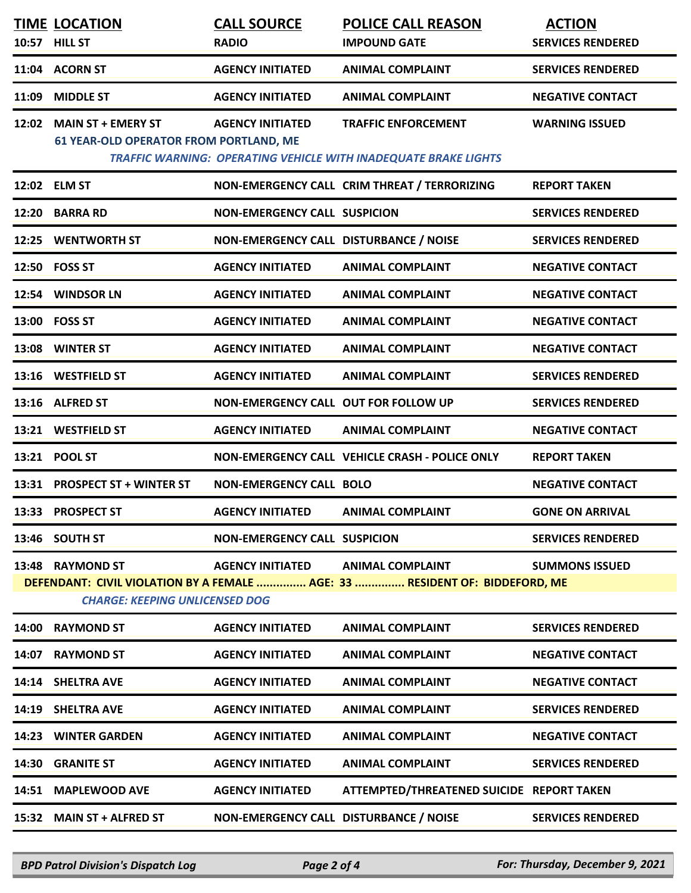| TIME | LOCATION | CALL SOURCE | POLICE CALL REASON | ACTION |
|---|---|---|---|---|
| 10:57 | HILL ST | RADIO | IMPOUND GATE | SERVICES RENDERED |
| 11:04 | ACORN ST | AGENCY INITIATED | ANIMAL COMPLAINT | SERVICES RENDERED |
| 11:09 | MIDDLE ST | AGENCY INITIATED | ANIMAL COMPLAINT | NEGATIVE CONTACT |
| 12:02 | MAIN ST + EMERY ST | AGENCY INITIATED | TRAFFIC ENFORCEMENT | WARNING ISSUED |
| | 61 YEAR-OLD OPERATOR FROM PORTLAND, ME | | | |
| | *TRAFFIC WARNING: OPERATING VEHICLE WITH INADEQUATE BRAKE LIGHTS* | | | |
| 12:02 | ELM ST | NON-EMERGENCY CALL | CRIM THREAT / TERRORIZING | REPORT TAKEN |
| 12:20 | BARRA RD | NON-EMERGENCY CALL | SUSPICION | SERVICES RENDERED |
| 12:25 | WENTWORTH ST | NON-EMERGENCY CALL | DISTURBANCE / NOISE | SERVICES RENDERED |
| 12:50 | FOSS ST | AGENCY INITIATED | ANIMAL COMPLAINT | NEGATIVE CONTACT |
| 12:54 | WINDSOR LN | AGENCY INITIATED | ANIMAL COMPLAINT | NEGATIVE CONTACT |
| 13:00 | FOSS ST | AGENCY INITIATED | ANIMAL COMPLAINT | NEGATIVE CONTACT |
| 13:08 | WINTER ST | AGENCY INITIATED | ANIMAL COMPLAINT | NEGATIVE CONTACT |
| 13:16 | WESTFIELD ST | AGENCY INITIATED | ANIMAL COMPLAINT | SERVICES RENDERED |
| 13:16 | ALFRED ST | NON-EMERGENCY CALL | OUT FOR FOLLOW UP | SERVICES RENDERED |
| 13:21 | WESTFIELD ST | AGENCY INITIATED | ANIMAL COMPLAINT | NEGATIVE CONTACT |
| 13:21 | POOL ST | NON-EMERGENCY CALL | VEHICLE CRASH - POLICE ONLY | REPORT TAKEN |
| 13:31 | PROSPECT ST + WINTER ST | NON-EMERGENCY CALL | BOLO | NEGATIVE CONTACT |
| 13:33 | PROSPECT ST | AGENCY INITIATED | ANIMAL COMPLAINT | GONE ON ARRIVAL |
| 13:46 | SOUTH ST | NON-EMERGENCY CALL | SUSPICION | SERVICES RENDERED |
| 13:48 | RAYMOND ST | AGENCY INITIATED | ANIMAL COMPLAINT | SUMMONS ISSUED |
| | DEFENDANT: CIVIL VIOLATION BY A FEMALE ............... AGE: 33 ............... RESIDENT OF: BIDDEFORD, ME | | | |
| | *CHARGE: KEEPING UNLICENSED DOG* | | | |
| 14:00 | RAYMOND ST | AGENCY INITIATED | ANIMAL COMPLAINT | SERVICES RENDERED |
| 14:07 | RAYMOND ST | AGENCY INITIATED | ANIMAL COMPLAINT | NEGATIVE CONTACT |
| 14:14 | SHELTRA AVE | AGENCY INITIATED | ANIMAL COMPLAINT | NEGATIVE CONTACT |
| 14:19 | SHELTRA AVE | AGENCY INITIATED | ANIMAL COMPLAINT | SERVICES RENDERED |
| 14:23 | WINTER GARDEN | AGENCY INITIATED | ANIMAL COMPLAINT | NEGATIVE CONTACT |
| 14:30 | GRANITE ST | AGENCY INITIATED | ANIMAL COMPLAINT | SERVICES RENDERED |
| 14:51 | MAPLEWOOD AVE | AGENCY INITIATED | ATTEMPTED/THREATENED SUICIDE | REPORT TAKEN |
| 15:32 | MAIN ST + ALFRED ST | NON-EMERGENCY CALL | DISTURBANCE / NOISE | SERVICES RENDERED |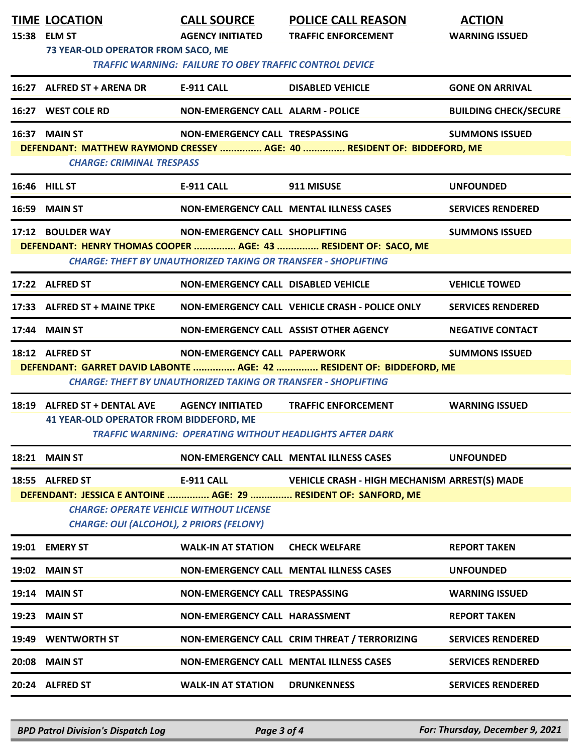| TIME | LOCATION | CALL SOURCE | POLICE CALL REASON | ACTION |
|---|---|---|---|---|
| 15:38 | ELM ST | AGENCY INITIATED | TRAFFIC ENFORCEMENT | WARNING ISSUED |
| | 73 YEAR-OLD OPERATOR FROM SACO, ME | | | |
| | *TRAFFIC WARNING: FAILURE TO OBEY TRAFFIC CONTROL DEVICE* | | | |
| 16:27 | ALFRED ST + ARENA DR | E-911 CALL | DISABLED VEHICLE | GONE ON ARRIVAL |
| 16:27 | WEST COLE RD | NON-EMERGENCY CALL | ALARM - POLICE | BUILDING CHECK/SECURE |
| 16:37 | MAIN ST | NON-EMERGENCY CALL | TRESPASSING | SUMMONS ISSUED |
| | DEFENDANT: MATTHEW RAYMOND CRESSEY ............... AGE: 40 ............... RESIDENT OF: BIDDEFORD, ME | | | |
| | *CHARGE: CRIMINAL TRESPASS* | | | |
| 16:46 | HILL ST | E-911 CALL | 911 MISUSE | UNFOUNDED |
| 16:59 | MAIN ST | NON-EMERGENCY CALL | MENTAL ILLNESS CASES | SERVICES RENDERED |
| 17:12 | BOULDER WAY | NON-EMERGENCY CALL | SHOPLIFTING | SUMMONS ISSUED |
| | DEFENDANT: HENRY THOMAS COOPER ............... AGE: 43 ............... RESIDENT OF: SACO, ME | | | |
| | *CHARGE: THEFT BY UNAUTHORIZED TAKING OR TRANSFER - SHOPLIFTING* | | | |
| 17:22 | ALFRED ST | NON-EMERGENCY CALL | DISABLED VEHICLE | VEHICLE TOWED |
| 17:33 | ALFRED ST + MAINE TPKE | NON-EMERGENCY CALL | VEHICLE CRASH - POLICE ONLY | SERVICES RENDERED |
| 17:44 | MAIN ST | NON-EMERGENCY CALL | ASSIST OTHER AGENCY | NEGATIVE CONTACT |
| 18:12 | ALFRED ST | NON-EMERGENCY CALL | PAPERWORK | SUMMONS ISSUED |
| | DEFENDANT: GARRET DAVID LABONTE ............... AGE: 42 ............... RESIDENT OF: BIDDEFORD, ME | | | |
| | *CHARGE: THEFT BY UNAUTHORIZED TAKING OR TRANSFER - SHOPLIFTING* | | | |
| 18:19 | ALFRED ST + DENTAL AVE | AGENCY INITIATED | TRAFFIC ENFORCEMENT | WARNING ISSUED |
| | 41 YEAR-OLD OPERATOR FROM BIDDEFORD, ME | | | |
| | *TRAFFIC WARNING: OPERATING WITHOUT HEADLIGHTS AFTER DARK* | | | |
| 18:21 | MAIN ST | NON-EMERGENCY CALL | MENTAL ILLNESS CASES | UNFOUNDED |
| 18:55 | ALFRED ST | E-911 CALL | VEHICLE CRASH - HIGH MECHANISM | ARREST(S) MADE |
| | DEFENDANT: JESSICA E ANTOINE ............... AGE: 29 ............... RESIDENT OF: SANFORD, ME | | | |
| | *CHARGE: OPERATE VEHICLE WITHOUT LICENSE* | | | |
| | *CHARGE: OUI (ALCOHOL), 2 PRIORS (FELONY)* | | | |
| 19:01 | EMERY ST | WALK-IN AT STATION | CHECK WELFARE | REPORT TAKEN |
| 19:02 | MAIN ST | NON-EMERGENCY CALL | MENTAL ILLNESS CASES | UNFOUNDED |
| 19:14 | MAIN ST | NON-EMERGENCY CALL | TRESPASSING | WARNING ISSUED |
| 19:23 | MAIN ST | NON-EMERGENCY CALL | HARASSMENT | REPORT TAKEN |
| 19:49 | WENTWORTH ST | NON-EMERGENCY CALL | CRIM THREAT / TERRORIZING | SERVICES RENDERED |
| 20:08 | MAIN ST | NON-EMERGENCY CALL | MENTAL ILLNESS CASES | SERVICES RENDERED |
| 20:24 | ALFRED ST | WALK-IN AT STATION | DRUNKENNESS | SERVICES RENDERED |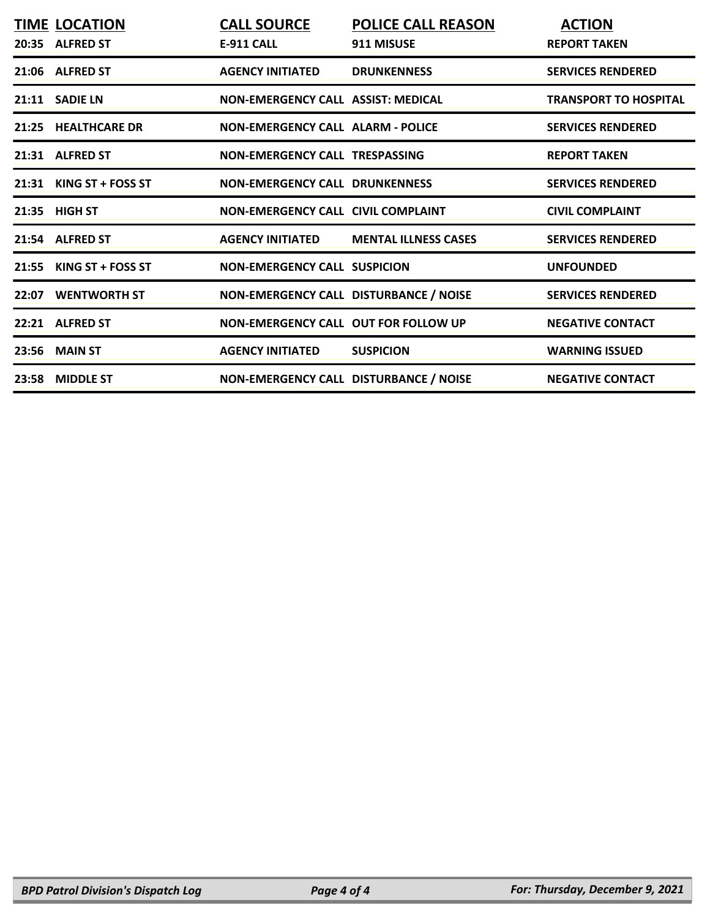| TIME | LOCATION | CALL SOURCE | POLICE CALL REASON | ACTION |
|---|---|---|---|---|
| 20:35 | ALFRED ST | E-911 CALL | 911 MISUSE | REPORT TAKEN |
| 21:06 | ALFRED ST | AGENCY INITIATED | DRUNKENNESS | SERVICES RENDERED |
| 21:11 | SADIE LN | NON-EMERGENCY CALL | ASSIST: MEDICAL | TRANSPORT TO HOSPITAL |
| 21:25 | HEALTHCARE DR | NON-EMERGENCY CALL | ALARM - POLICE | SERVICES RENDERED |
| 21:31 | ALFRED ST | NON-EMERGENCY CALL | TRESPASSING | REPORT TAKEN |
| 21:31 | KING ST + FOSS ST | NON-EMERGENCY CALL | DRUNKENNESS | SERVICES RENDERED |
| 21:35 | HIGH ST | NON-EMERGENCY CALL | CIVIL COMPLAINT | CIVIL COMPLAINT |
| 21:54 | ALFRED ST | AGENCY INITIATED | MENTAL ILLNESS CASES | SERVICES RENDERED |
| 21:55 | KING ST + FOSS ST | NON-EMERGENCY CALL | SUSPICION | UNFOUNDED |
| 22:07 | WENTWORTH ST | NON-EMERGENCY CALL | DISTURBANCE / NOISE | SERVICES RENDERED |
| 22:21 | ALFRED ST | NON-EMERGENCY CALL | OUT FOR FOLLOW UP | NEGATIVE CONTACT |
| 23:56 | MAIN ST | AGENCY INITIATED | SUSPICION | WARNING ISSUED |
| 23:58 | MIDDLE ST | NON-EMERGENCY CALL | DISTURBANCE / NOISE | NEGATIVE CONTACT |